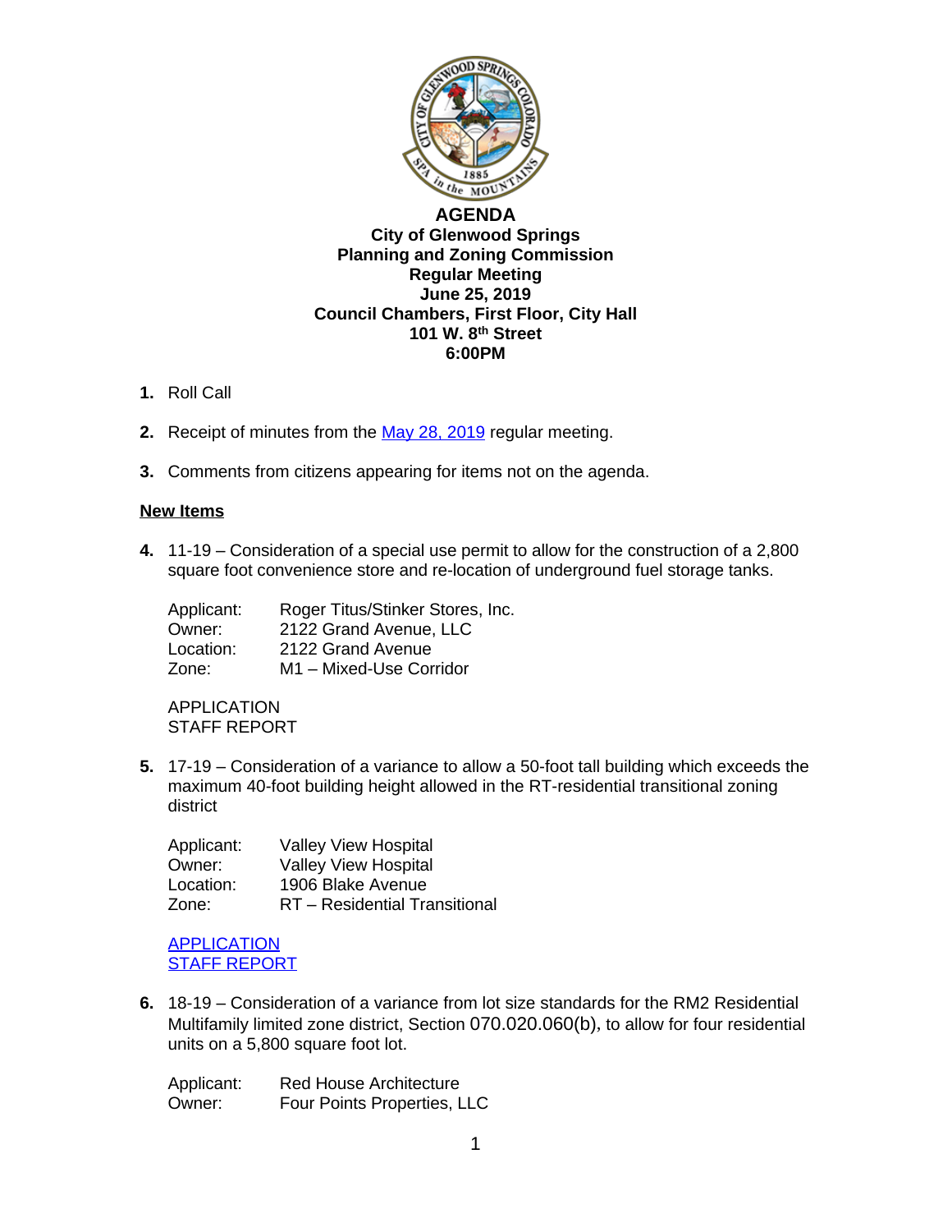# AGENDA

**City of Glenwood Springs**
**Planning and Zoning Commission**
**Regular Meeting**
**June 25, 2019**
**Council Chambers, First Floor, City Hall**
**101 W. 8th Street**
**6:00PM**

1. Roll Call

2. Receipt of minutes from the May 28, 2019 regular meeting.

3. Comments from citizens appearing for items not on the agenda.

**New Items**

4. 11-19 – Consideration of a special use permit to allow for the construction of a 2,800 square foot convenience store and re-location of underground fuel storage tanks.

   Applicant: Roger Titus/Stinker Stores, Inc.
   Owner: 2122 Grand Avenue, LLC
   Location: 2122 Grand Avenue
   Zone: M1 – Mixed-Use Corridor

   APPLICATION
   STAFF REPORT

5. 17-19 – Consideration of a variance to allow a 50-foot tall building which exceeds the maximum 40-foot building height allowed in the RT-residential transitional zoning district

   Applicant: Valley View Hospital
   Owner: Valley View Hospital
   Location: 1906 Blake Avenue
   Zone: RT – Residential Transitional

   APPLICATION
   STAFF REPORT

6. 18-19 – Consideration of a variance from lot size standards for the RM2 Residential Multifamily limited zone district, Section 070.020.060(b), to allow for four residential units on a 5,800 square foot lot.

   Applicant: Red House Architecture
   Owner: Four Points Properties, LLC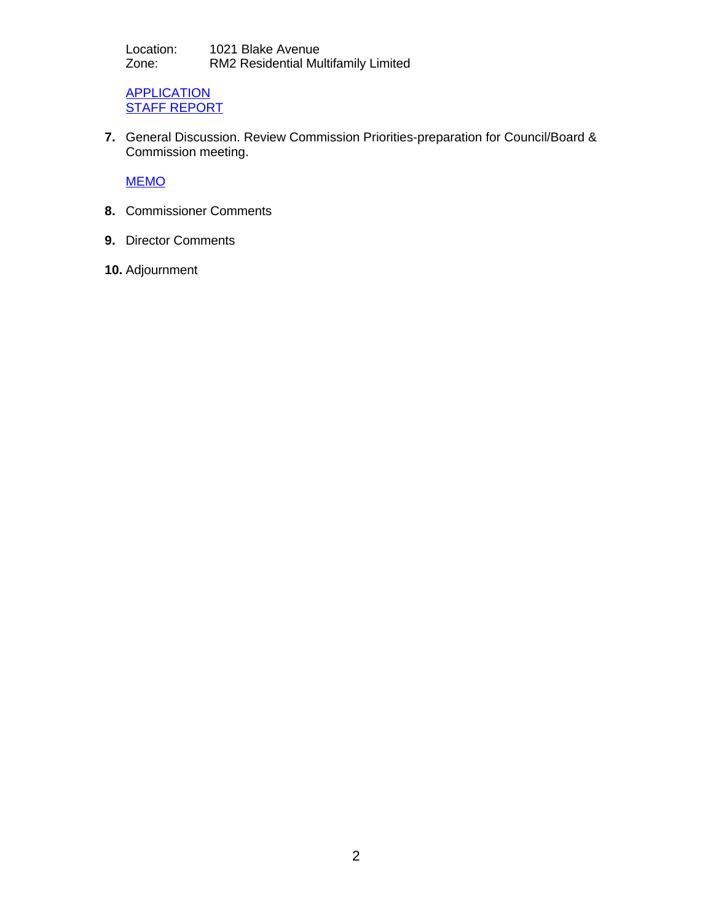Location: 1021 Blake Avenue
Zone: RM2 Residential Multifamily Limited

APPLICATION
STAFF REPORT

**7.** General Discussion. Review Commission Priorities-preparation for Council/Board & Commission meeting.

MEMO

**8.** Commissioner Comments

**9.** Director Comments

**10.** Adjournment